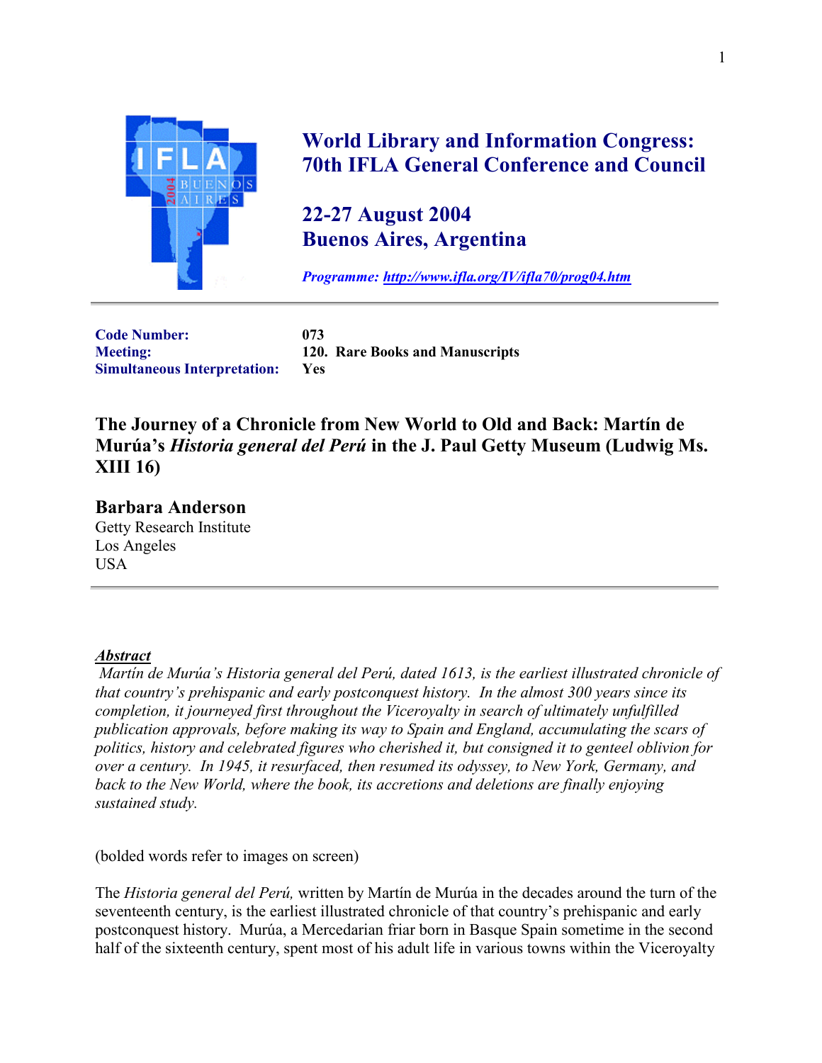**World Library and Information Congress: 70th IFLA General Conference and Council**

**22-27 August 2004**
**Buenos Aires, Argentina**

***Programme: http://www.ifla.org/IV/ifla70/prog04.htm***

| | |
|---|---|
| **Code Number:** | **073** |
| **Meeting:** | **120. Rare Books and Manuscripts** |
| **Simultaneous Interpretation:** | **Yes** |

# The Journey of a Chronicle from New World to Old and Back: Martín de Murúa's *Historia general del Perú* in the J. Paul Getty Museum (Ludwig Ms. XIII 16)

## Barbara Anderson

Getty Research Institute
Los Angeles
USA

***Abstract***

*Martín de Murúa's Historia general del Perú, dated 1613, is the earliest illustrated chronicle of that country's prehispanic and early postconquest history. In the almost 300 years since its completion, it journeyed first throughout the Viceroyalty in search of ultimately unfulfilled publication approvals, before making its way to Spain and England, accumulating the scars of politics, history and celebrated figures who cherished it, but consigned it to genteel oblivion for over a century. In 1945, it resurfaced, then resumed its odyssey, to New York, Germany, and back to the New World, where the book, its accretions and deletions are finally enjoying sustained study.*

(bolded words refer to images on screen)

The *Historia general del Perú,* written by Martín de Murúa in the decades around the turn of the seventeenth century, is the earliest illustrated chronicle of that country's prehispanic and early postconquest history. Murúa, a Mercedarian friar born in Basque Spain sometime in the second half of the sixteenth century, spent most of his adult life in various towns within the Viceroyalty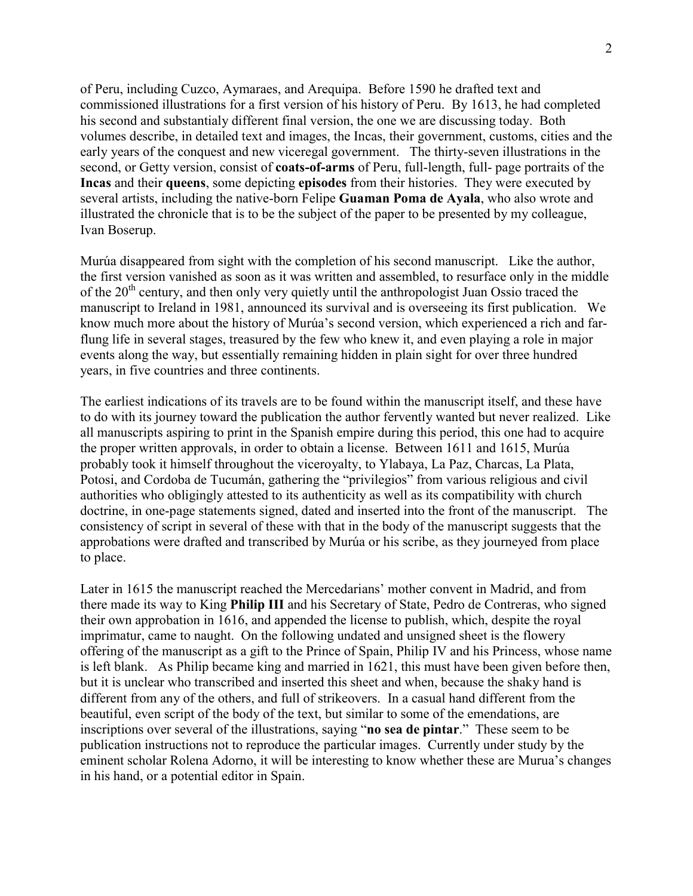of Peru, including Cuzco, Aymaraes, and Arequipa. Before 1590 he drafted text and commissioned illustrations for a first version of his history of Peru. By 1613, he had completed his second and substantialy different final version, the one we are discussing today. Both volumes describe, in detailed text and images, the Incas, their government, customs, cities and the early years of the conquest and new viceregal government. The thirty-seven illustrations in the second, or Getty version, consist of **coats-of-arms** of Peru, full-length, full- page portraits of the **Incas** and their **queens**, some depicting **episodes** from their histories. They were executed by several artists, including the native-born Felipe **Guaman Poma de Ayala**, who also wrote and illustrated the chronicle that is to be the subject of the paper to be presented by my colleague, Ivan Boserup.

Murúa disappeared from sight with the completion of his second manuscript. Like the author, the first version vanished as soon as it was written and assembled, to resurface only in the middle of the 20th century, and then only very quietly until the anthropologist Juan Ossio traced the manuscript to Ireland in 1981, announced its survival and is overseeing its first publication. We know much more about the history of Murúa's second version, which experienced a rich and far-flung life in several stages, treasured by the few who knew it, and even playing a role in major events along the way, but essentially remaining hidden in plain sight for over three hundred years, in five countries and three continents.

The earliest indications of its travels are to be found within the manuscript itself, and these have to do with its journey toward the publication the author fervently wanted but never realized. Like all manuscripts aspiring to print in the Spanish empire during this period, this one had to acquire the proper written approvals, in order to obtain a license. Between 1611 and 1615, Murúa probably took it himself throughout the viceroyalty, to Ylabaya, La Paz, Charcas, La Plata, Potosi, and Cordoba de Tucumán, gathering the "privilegios" from various religious and civil authorities who obligingly attested to its authenticity as well as its compatibility with church doctrine, in one-page statements signed, dated and inserted into the front of the manuscript. The consistency of script in several of these with that in the body of the manuscript suggests that the approbations were drafted and transcribed by Murúa or his scribe, as they journeyed from place to place.

Later in 1615 the manuscript reached the Mercedarians' mother convent in Madrid, and from there made its way to King **Philip III** and his Secretary of State, Pedro de Contreras, who signed their own approbation in 1616, and appended the license to publish, which, despite the royal imprimatur, came to naught. On the following undated and unsigned sheet is the flowery offering of the manuscript as a gift to the Prince of Spain, Philip IV and his Princess, whose name is left blank. As Philip became king and married in 1621, this must have been given before then, but it is unclear who transcribed and inserted this sheet and when, because the shaky hand is different from any of the others, and full of strikeovers. In a casual hand different from the beautiful, even script of the body of the text, but similar to some of the emendations, are inscriptions over several of the illustrations, saying "**no sea de pintar**." These seem to be publication instructions not to reproduce the particular images. Currently under study by the eminent scholar Rolena Adorno, it will be interesting to know whether these are Murua's changes in his hand, or a potential editor in Spain.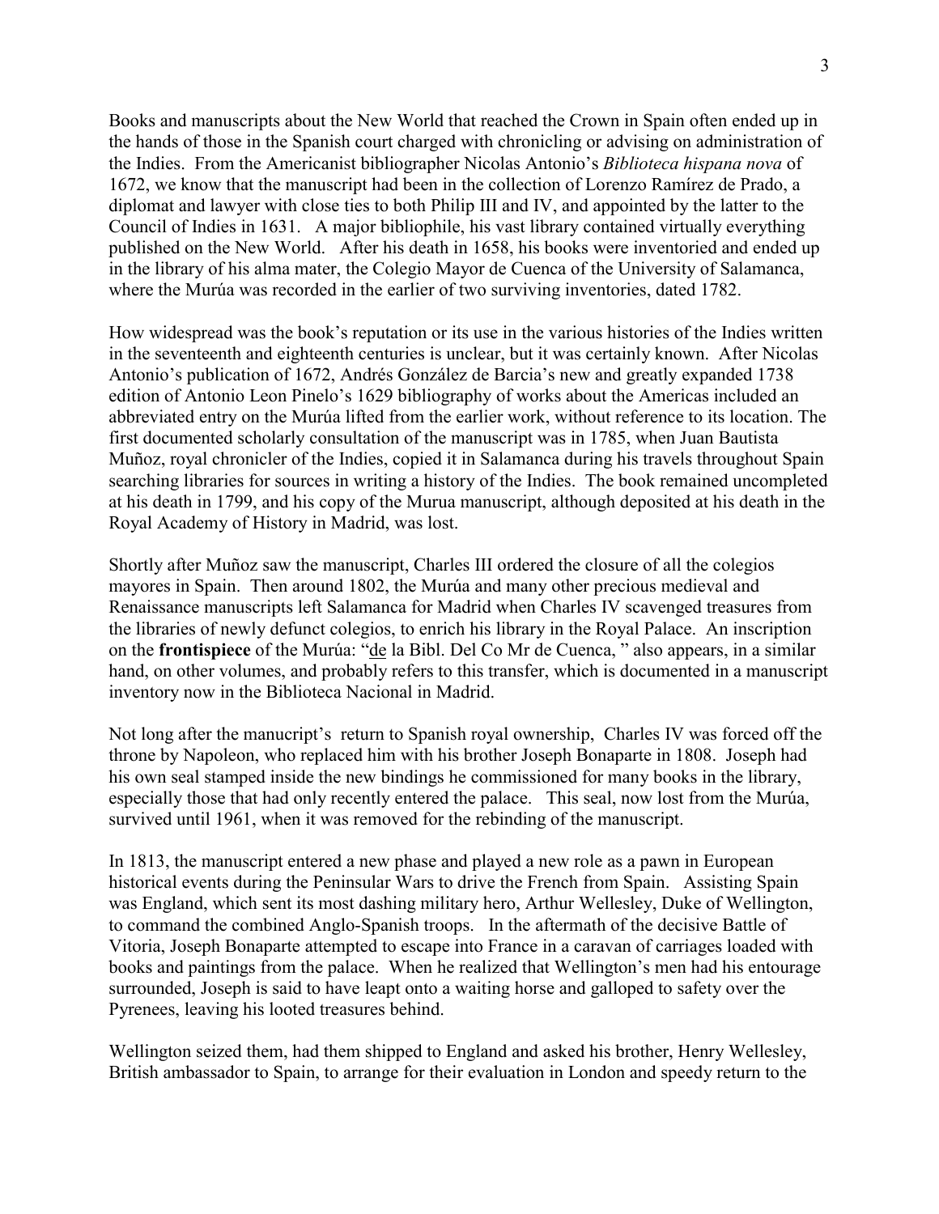Books and manuscripts about the New World that reached the Crown in Spain often ended up in the hands of those in the Spanish court charged with chronicling or advising on administration of the Indies. From the Americanist bibliographer Nicolas Antonio's *Biblioteca hispana nova* of 1672, we know that the manuscript had been in the collection of Lorenzo Ramírez de Prado, a diplomat and lawyer with close ties to both Philip III and IV, and appointed by the latter to the Council of Indies in 1631. A major bibliophile, his vast library contained virtually everything published on the New World. After his death in 1658, his books were inventoried and ended up in the library of his alma mater, the Colegio Mayor de Cuenca of the University of Salamanca, where the Murúa was recorded in the earlier of two surviving inventories, dated 1782.

How widespread was the book's reputation or its use in the various histories of the Indies written in the seventeenth and eighteenth centuries is unclear, but it was certainly known. After Nicolas Antonio's publication of 1672, Andrés González de Barcia's new and greatly expanded 1738 edition of Antonio Leon Pinelo's 1629 bibliography of works about the Americas included an abbreviated entry on the Murúa lifted from the earlier work, without reference to its location. The first documented scholarly consultation of the manuscript was in 1785, when Juan Bautista Muñoz, royal chronicler of the Indies, copied it in Salamanca during his travels throughout Spain searching libraries for sources in writing a history of the Indies. The book remained uncompleted at his death in 1799, and his copy of the Murua manuscript, although deposited at his death in the Royal Academy of History in Madrid, was lost.

Shortly after Muñoz saw the manuscript, Charles III ordered the closure of all the colegios mayores in Spain. Then around 1802, the Murúa and many other precious medieval and Renaissance manuscripts left Salamanca for Madrid when Charles IV scavenged treasures from the libraries of newly defunct colegios, to enrich his library in the Royal Palace. An inscription on the **frontispiece** of the Murúa: "de la Bibl. Del Co Mr de Cuenca, " also appears, in a similar hand, on other volumes, and probably refers to this transfer, which is documented in a manuscript inventory now in the Biblioteca Nacional in Madrid.

Not long after the manucript's return to Spanish royal ownership, Charles IV was forced off the throne by Napoleon, who replaced him with his brother Joseph Bonaparte in 1808. Joseph had his own seal stamped inside the new bindings he commissioned for many books in the library, especially those that had only recently entered the palace. This seal, now lost from the Murúa, survived until 1961, when it was removed for the rebinding of the manuscript.

In 1813, the manuscript entered a new phase and played a new role as a pawn in European historical events during the Peninsular Wars to drive the French from Spain. Assisting Spain was England, which sent its most dashing military hero, Arthur Wellesley, Duke of Wellington, to command the combined Anglo-Spanish troops. In the aftermath of the decisive Battle of Vitoria, Joseph Bonaparte attempted to escape into France in a caravan of carriages loaded with books and paintings from the palace. When he realized that Wellington's men had his entourage surrounded, Joseph is said to have leapt onto a waiting horse and galloped to safety over the Pyrenees, leaving his looted treasures behind.

Wellington seized them, had them shipped to England and asked his brother, Henry Wellesley, British ambassador to Spain, to arrange for their evaluation in London and speedy return to the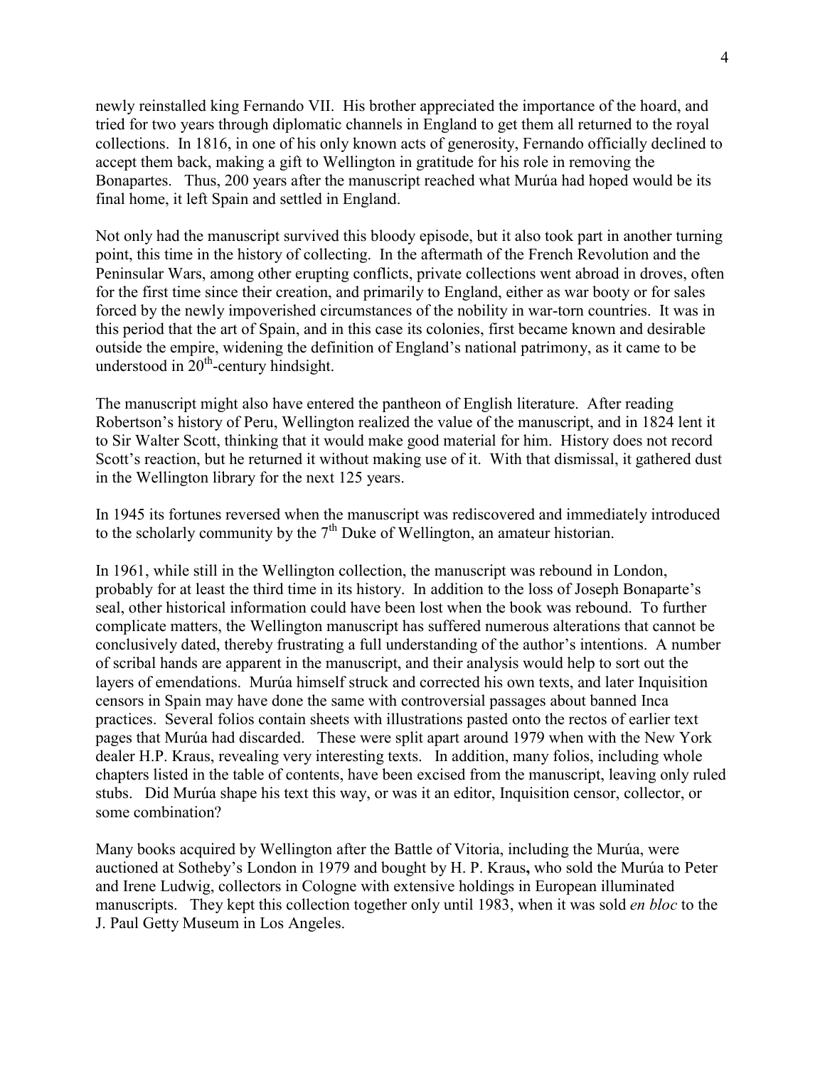newly reinstalled king Fernando VII. His brother appreciated the importance of the hoard, and tried for two years through diplomatic channels in England to get them all returned to the royal collections. In 1816, in one of his only known acts of generosity, Fernando officially declined to accept them back, making a gift to Wellington in gratitude for his role in removing the Bonapartes. Thus, 200 years after the manuscript reached what Murúa had hoped would be its final home, it left Spain and settled in England.

Not only had the manuscript survived this bloody episode, but it also took part in another turning point, this time in the history of collecting. In the aftermath of the French Revolution and the Peninsular Wars, among other erupting conflicts, private collections went abroad in droves, often for the first time since their creation, and primarily to England, either as war booty or for sales forced by the newly impoverished circumstances of the nobility in war-torn countries. It was in this period that the art of Spain, and in this case its colonies, first became known and desirable outside the empire, widening the definition of England's national patrimony, as it came to be understood in 20th-century hindsight.

The manuscript might also have entered the pantheon of English literature. After reading Robertson's history of Peru, Wellington realized the value of the manuscript, and in 1824 lent it to Sir Walter Scott, thinking that it would make good material for him. History does not record Scott's reaction, but he returned it without making use of it. With that dismissal, it gathered dust in the Wellington library for the next 125 years.

In 1945 its fortunes reversed when the manuscript was rediscovered and immediately introduced to the scholarly community by the 7th Duke of Wellington, an amateur historian.

In 1961, while still in the Wellington collection, the manuscript was rebound in London, probably for at least the third time in its history. In addition to the loss of Joseph Bonaparte's seal, other historical information could have been lost when the book was rebound. To further complicate matters, the Wellington manuscript has suffered numerous alterations that cannot be conclusively dated, thereby frustrating a full understanding of the author's intentions. A number of scribal hands are apparent in the manuscript, and their analysis would help to sort out the layers of emendations. Murúa himself struck and corrected his own texts, and later Inquisition censors in Spain may have done the same with controversial passages about banned Inca practices. Several folios contain sheets with illustrations pasted onto the rectos of earlier text pages that Murúa had discarded. These were split apart around 1979 when with the New York dealer H.P. Kraus, revealing very interesting texts. In addition, many folios, including whole chapters listed in the table of contents, have been excised from the manuscript, leaving only ruled stubs. Did Murúa shape his text this way, or was it an editor, Inquisition censor, collector, or some combination?

Many books acquired by Wellington after the Battle of Vitoria, including the Murúa, were auctioned at Sotheby's London in 1979 and bought by H. P. Kraus**,** who sold the Murúa to Peter and Irene Ludwig, collectors in Cologne with extensive holdings in European illuminated manuscripts. They kept this collection together only until 1983, when it was sold *en bloc* to the J. Paul Getty Museum in Los Angeles.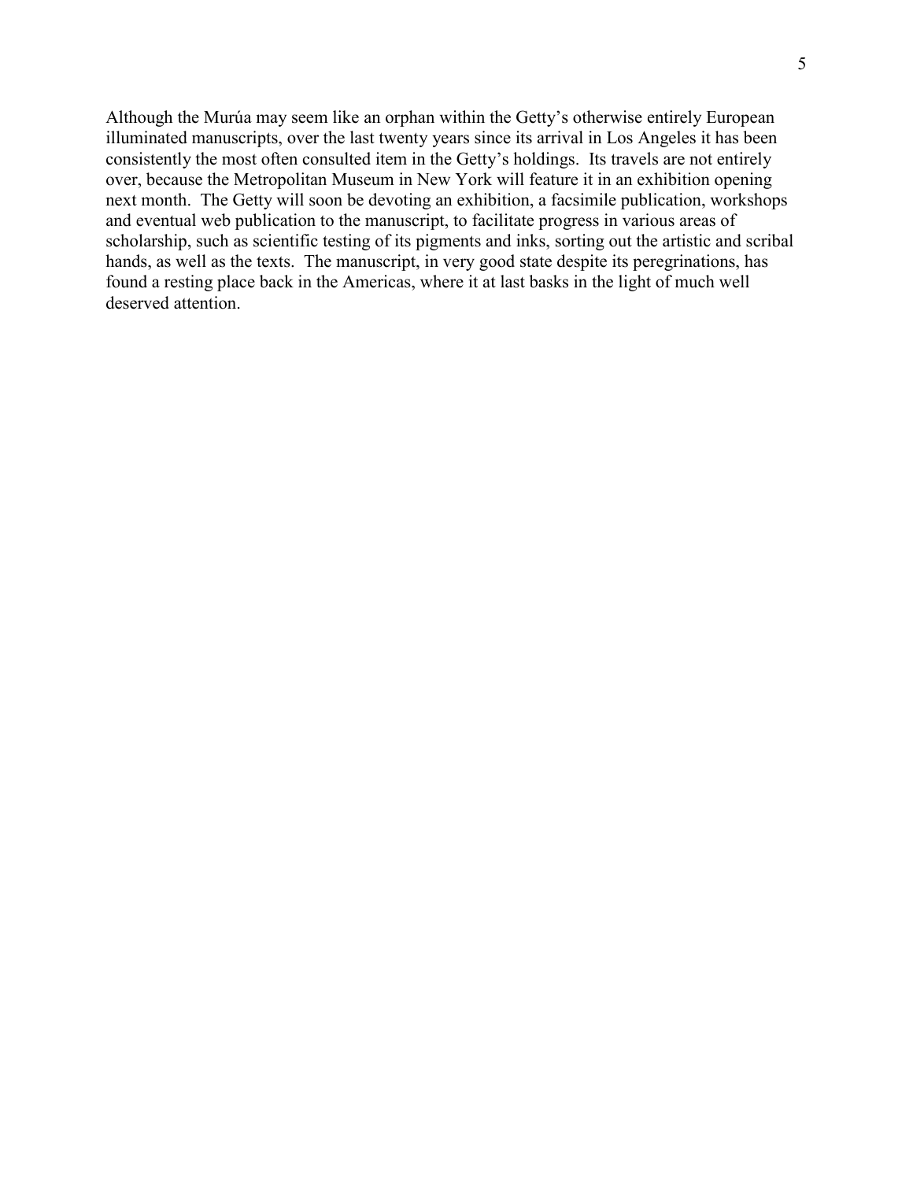Although the Murúa may seem like an orphan within the Getty's otherwise entirely European illuminated manuscripts, over the last twenty years since its arrival in Los Angeles it has been consistently the most often consulted item in the Getty's holdings. Its travels are not entirely over, because the Metropolitan Museum in New York will feature it in an exhibition opening next month. The Getty will soon be devoting an exhibition, a facsimile publication, workshops and eventual web publication to the manuscript, to facilitate progress in various areas of scholarship, such as scientific testing of its pigments and inks, sorting out the artistic and scribal hands, as well as the texts. The manuscript, in very good state despite its peregrinations, has found a resting place back in the Americas, where it at last basks in the light of much well deserved attention.